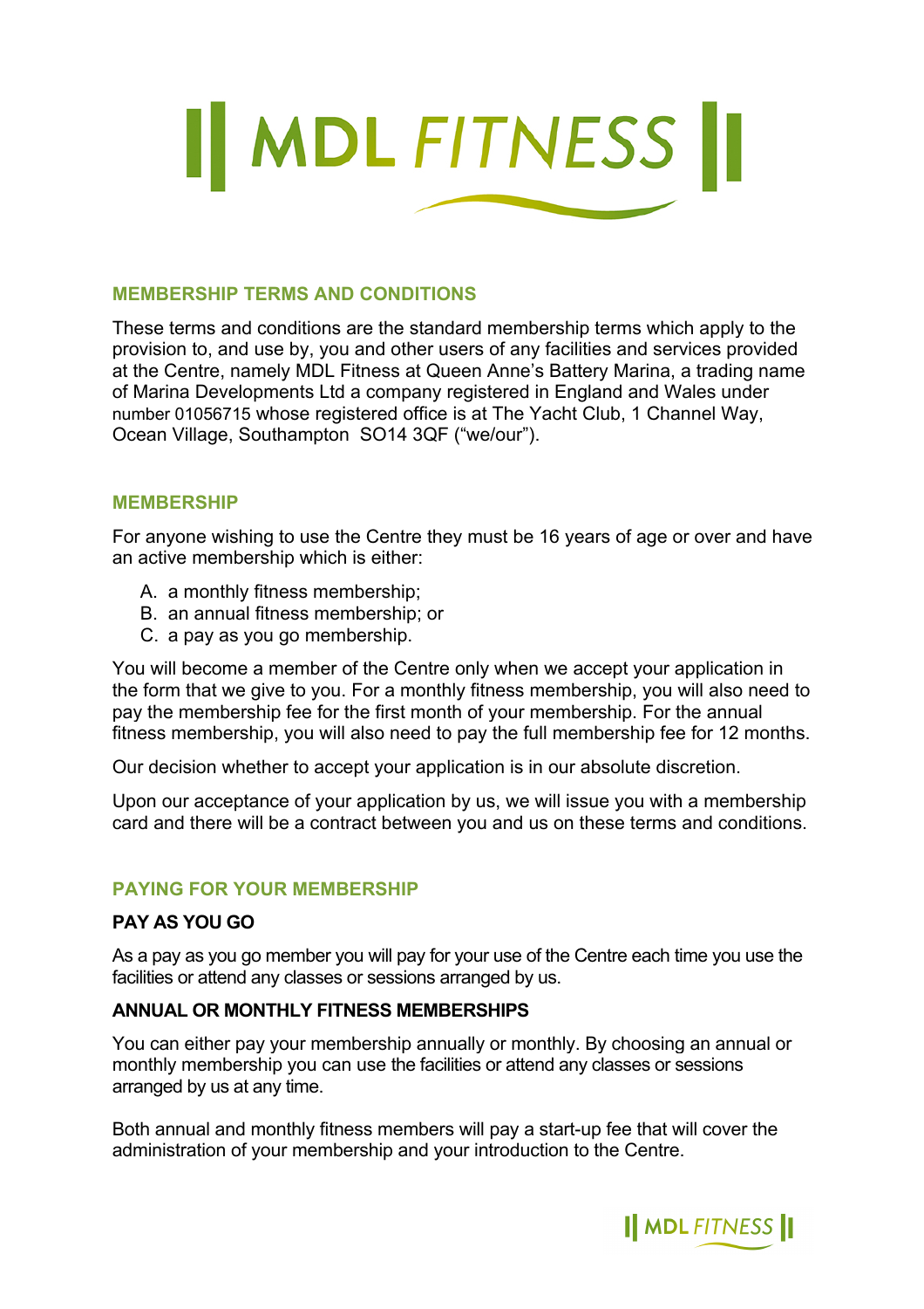# MDL FITNESS

## MEMBERSHIP TERMS AND CONDITIONS

These terms and conditions are the standard membership terms which apply to the provision to, and use by, you and other users of any facilities and services provided at the Centre, namely MDL Fitness at Queen Anne's Battery Marina, a trading name of Marina Developments Ltd a company registered in England and Wales under number 01056715 whose registered office is at The Yacht Club, 1 Channel Way, Ocean Village, Southampton SO14 3QF ("we/our").

## MEMBERSHIP

For anyone wishing to use the Centre they must be 16 years of age or over and have an active membership which is either:

A. a monthly fitness membership;
B. an annual fitness membership; or
C. a pay as you go membership.

You will become a member of the Centre only when we accept your application in the form that we give to you. For a monthly fitness membership, you will also need to pay the membership fee for the first month of your membership. For the annual fitness membership, you will also need to pay the full membership fee for 12 months.

Our decision whether to accept your application is in our absolute discretion.

Upon our acceptance of your application by us, we will issue you with a membership card and there will be a contract between you and us on these terms and conditions.

## PAYING FOR YOUR MEMBERSHIP

### PAY AS YOU GO

As a pay as you go member you will pay for your use of the Centre each time you use the facilities or attend any classes or sessions arranged by us.

### ANNUAL OR MONTHLY FITNESS MEMBERSHIPS

You can either pay your membership annually or monthly. By choosing an annual or monthly membership you can use the facilities or attend any classes or sessions arranged by us at any time.

Both annual and monthly fitness members will pay a start-up fee that will cover the administration of your membership and your introduction to the Centre.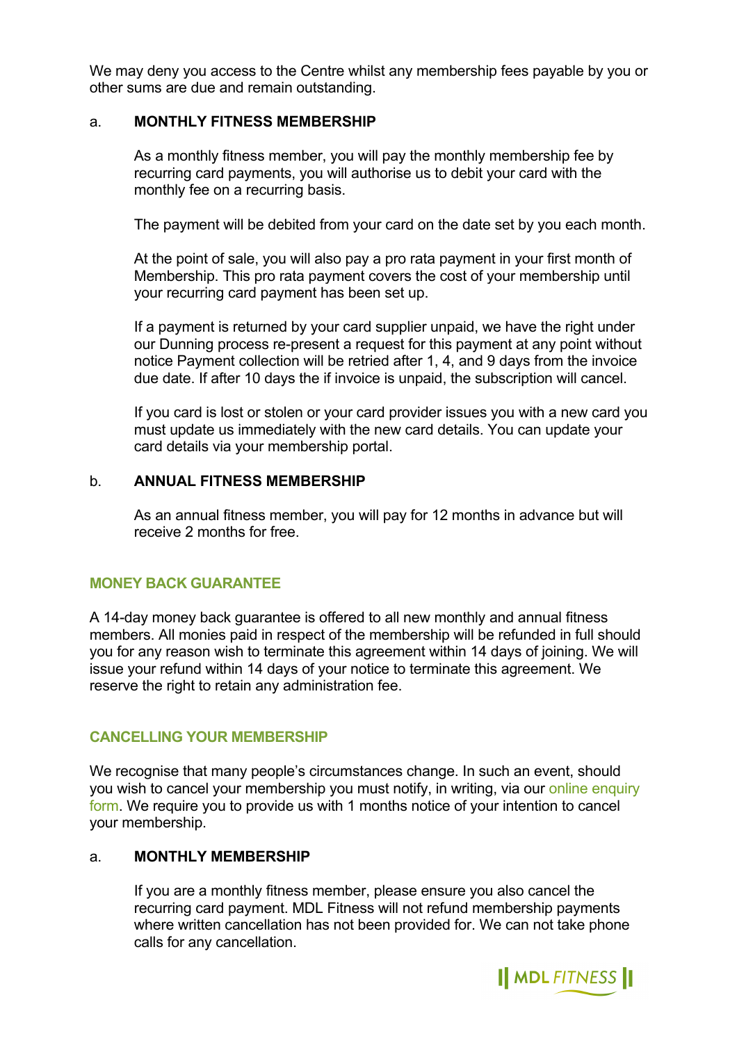We may deny you access to the Centre whilst any membership fees payable by you or other sums are due and remain outstanding.

a. **MONTHLY FITNESS MEMBERSHIP**

As a monthly fitness member, you will pay the monthly membership fee by recurring card payments, you will authorise us to debit your card with the monthly fee on a recurring basis.

The payment will be debited from your card on the date set by you each month.

At the point of sale, you will also pay a pro rata payment in your first month of Membership. This pro rata payment covers the cost of your membership until your recurring card payment has been set up.

If a payment is returned by your card supplier unpaid, we have the right under our Dunning process re-present a request for this payment at any point without notice Payment collection will be retried after 1, 4, and 9 days from the invoice due date. If after 10 days the if invoice is unpaid, the subscription will cancel.

If you card is lost or stolen or your card provider issues you with a new card you must update us immediately with the new card details. You can update your card details via your membership portal.

b. **ANNUAL FITNESS MEMBERSHIP**

As an annual fitness member, you will pay for 12 months in advance but will receive 2 months for free.

## MONEY BACK GUARANTEE

A 14-day money back guarantee is offered to all new monthly and annual fitness members. All monies paid in respect of the membership will be refunded in full should you for any reason wish to terminate this agreement within 14 days of joining. We will issue your refund within 14 days of your notice to terminate this agreement. We reserve the right to retain any administration fee.

## CANCELLING YOUR MEMBERSHIP

We recognise that many people's circumstances change. In such an event, should you wish to cancel your membership you must notify, in writing, via our online enquiry form. We require you to provide us with 1 months notice of your intention to cancel your membership.

a. **MONTHLY MEMBERSHIP**

If you are a monthly fitness member, please ensure you also cancel the recurring card payment. MDL Fitness will not refund membership payments where written cancellation has not been provided for. We can not take phone calls for any cancellation.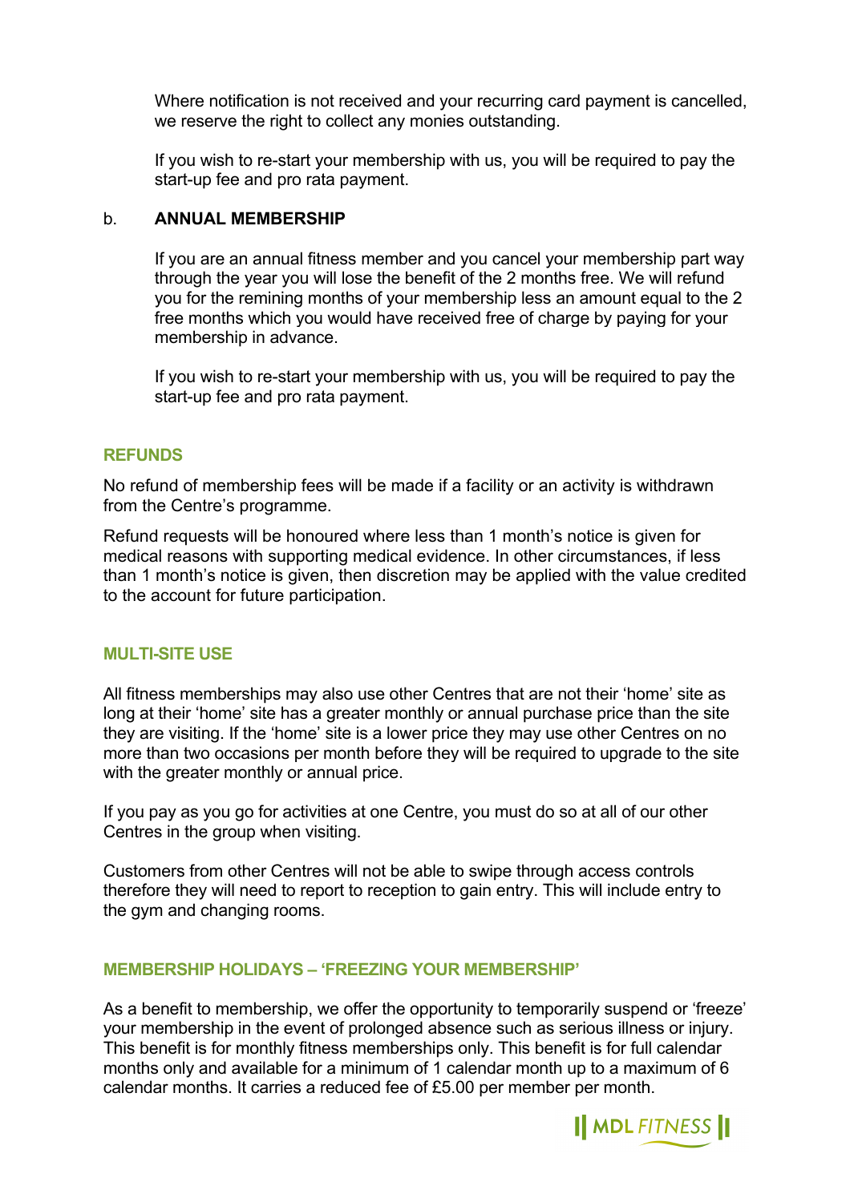Where notification is not received and your recurring card payment is cancelled, we reserve the right to collect any monies outstanding.

If you wish to re-start your membership with us, you will be required to pay the start-up fee and pro rata payment.

b. **ANNUAL MEMBERSHIP**

If you are an annual fitness member and you cancel your membership part way through the year you will lose the benefit of the 2 months free. We will refund you for the remining months of your membership less an amount equal to the 2 free months which you would have received free of charge by paying for your membership in advance.

If you wish to re-start your membership with us, you will be required to pay the start-up fee and pro rata payment.

## REFUNDS

No refund of membership fees will be made if a facility or an activity is withdrawn from the Centre's programme.

Refund requests will be honoured where less than 1 month's notice is given for medical reasons with supporting medical evidence. In other circumstances, if less than 1 month's notice is given, then discretion may be applied with the value credited to the account for future participation.

## MULTI-SITE USE

All fitness memberships may also use other Centres that are not their 'home' site as long at their 'home' site has a greater monthly or annual purchase price than the site they are visiting. If the 'home' site is a lower price they may use other Centres on no more than two occasions per month before they will be required to upgrade to the site with the greater monthly or annual price.

If you pay as you go for activities at one Centre, you must do so at all of our other Centres in the group when visiting.

Customers from other Centres will not be able to swipe through access controls therefore they will need to report to reception to gain entry. This will include entry to the gym and changing rooms.

## MEMBERSHIP HOLIDAYS – 'FREEZING YOUR MEMBERSHIP'

As a benefit to membership, we offer the opportunity to temporarily suspend or 'freeze' your membership in the event of prolonged absence such as serious illness or injury. This benefit is for monthly fitness memberships only. This benefit is for full calendar months only and available for a minimum of 1 calendar month up to a maximum of 6 calendar months. It carries a reduced fee of £5.00 per member per month.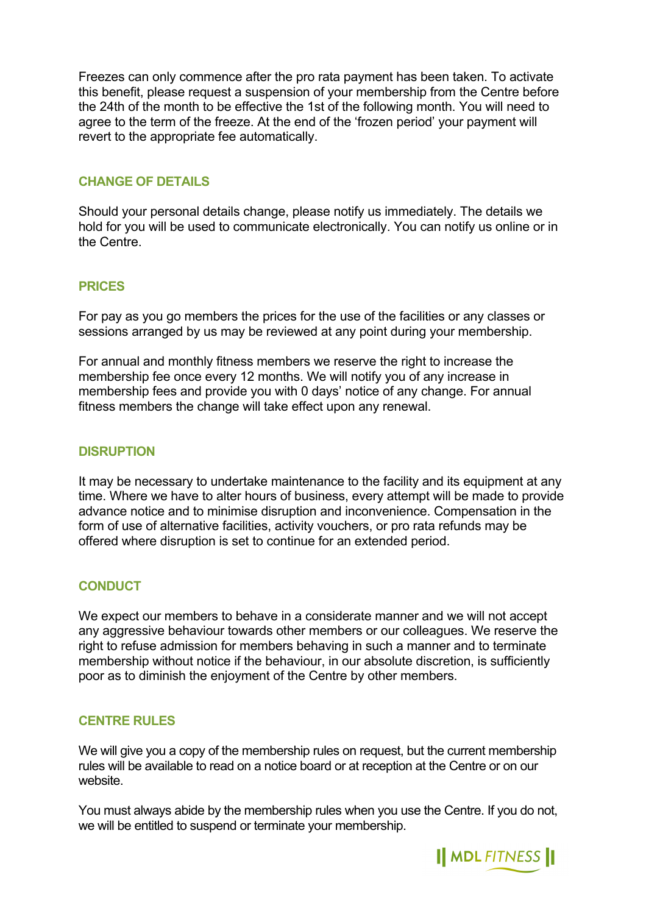Freezes can only commence after the pro rata payment has been taken. To activate this benefit, please request a suspension of your membership from the Centre before the 24th of the month to be effective the 1st of the following month. You will need to agree to the term of the freeze. At the end of the 'frozen period' your payment will revert to the appropriate fee automatically.

## CHANGE OF DETAILS

Should your personal details change, please notify us immediately. The details we hold for you will be used to communicate electronically. You can notify us online or in the Centre.

## PRICES

For pay as you go members the prices for the use of the facilities or any classes or sessions arranged by us may be reviewed at any point during your membership.

For annual and monthly fitness members we reserve the right to increase the membership fee once every 12 months. We will notify you of any increase in membership fees and provide you with 0 days' notice of any change. For annual fitness members the change will take effect upon any renewal.

## DISRUPTION

It may be necessary to undertake maintenance to the facility and its equipment at any time. Where we have to alter hours of business, every attempt will be made to provide advance notice and to minimise disruption and inconvenience. Compensation in the form of use of alternative facilities, activity vouchers, or pro rata refunds may be offered where disruption is set to continue for an extended period.

## CONDUCT

We expect our members to behave in a considerate manner and we will not accept any aggressive behaviour towards other members or our colleagues. We reserve the right to refuse admission for members behaving in such a manner and to terminate membership without notice if the behaviour, in our absolute discretion, is sufficiently poor as to diminish the enjoyment of the Centre by other members.

## CENTRE RULES

We will give you a copy of the membership rules on request, but the current membership rules will be available to read on a notice board or at reception at the Centre or on our website.

You must always abide by the membership rules when you use the Centre. If you do not, we will be entitled to suspend or terminate your membership.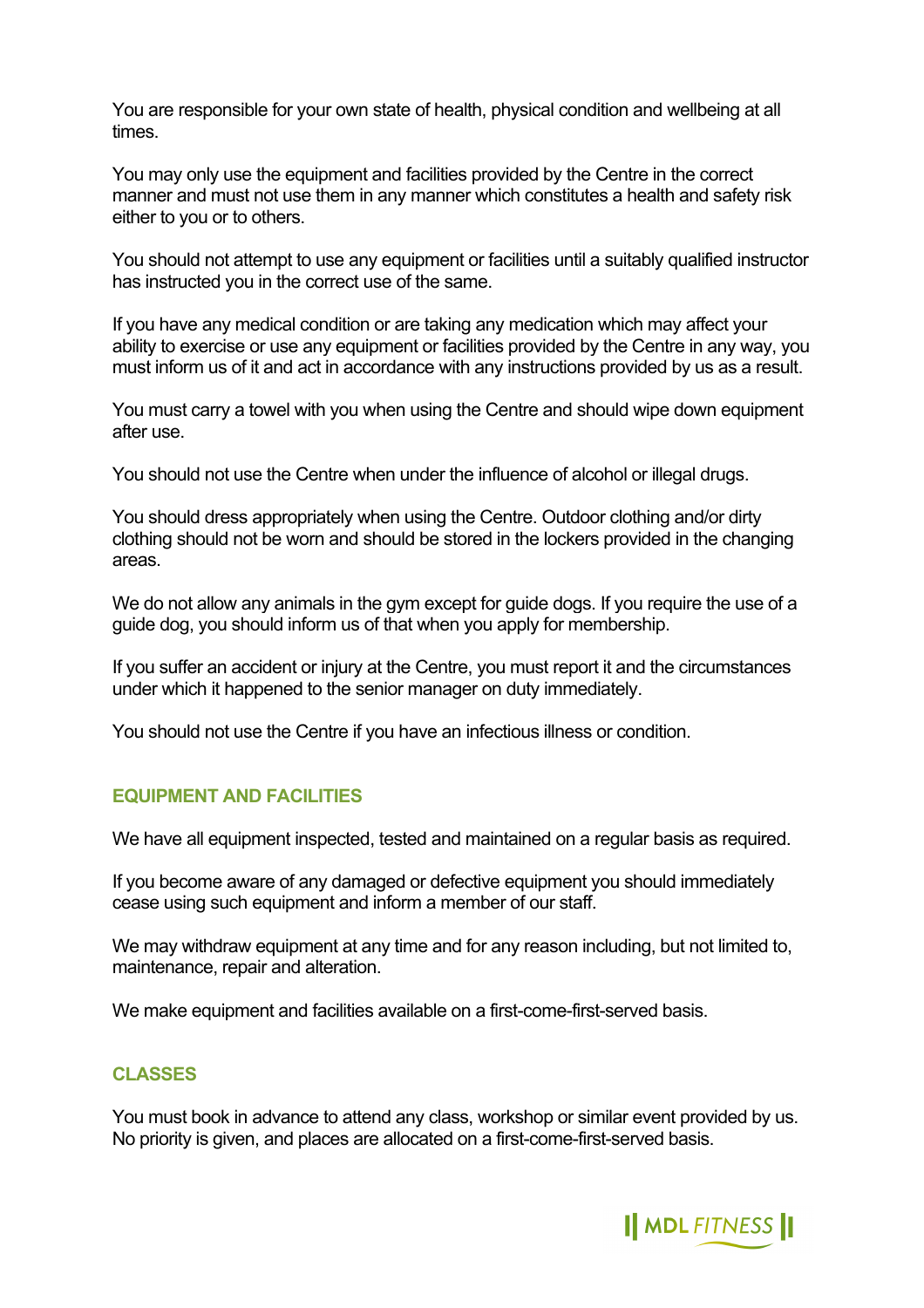You are responsible for your own state of health, physical condition and wellbeing at all times.

You may only use the equipment and facilities provided by the Centre in the correct manner and must not use them in any manner which constitutes a health and safety risk either to you or to others.

You should not attempt to use any equipment or facilities until a suitably qualified instructor has instructed you in the correct use of the same.

If you have any medical condition or are taking any medication which may affect your ability to exercise or use any equipment or facilities provided by the Centre in any way, you must inform us of it and act in accordance with any instructions provided by us as a result.

You must carry a towel with you when using the Centre and should wipe down equipment after use.

You should not use the Centre when under the influence of alcohol or illegal drugs.

You should dress appropriately when using the Centre. Outdoor clothing and/or dirty clothing should not be worn and should be stored in the lockers provided in the changing areas.

We do not allow any animals in the gym except for guide dogs. If you require the use of a guide dog, you should inform us of that when you apply for membership.

If you suffer an accident or injury at the Centre, you must report it and the circumstances under which it happened to the senior manager on duty immediately.

You should not use the Centre if you have an infectious illness or condition.

## EQUIPMENT AND FACILITIES

We have all equipment inspected, tested and maintained on a regular basis as required.

If you become aware of any damaged or defective equipment you should immediately cease using such equipment and inform a member of our staff.

We may withdraw equipment at any time and for any reason including, but not limited to, maintenance, repair and alteration.

We make equipment and facilities available on a first-come-first-served basis.

## CLASSES

You must book in advance to attend any class, workshop or similar event provided by us. No priority is given, and places are allocated on a first-come-first-served basis.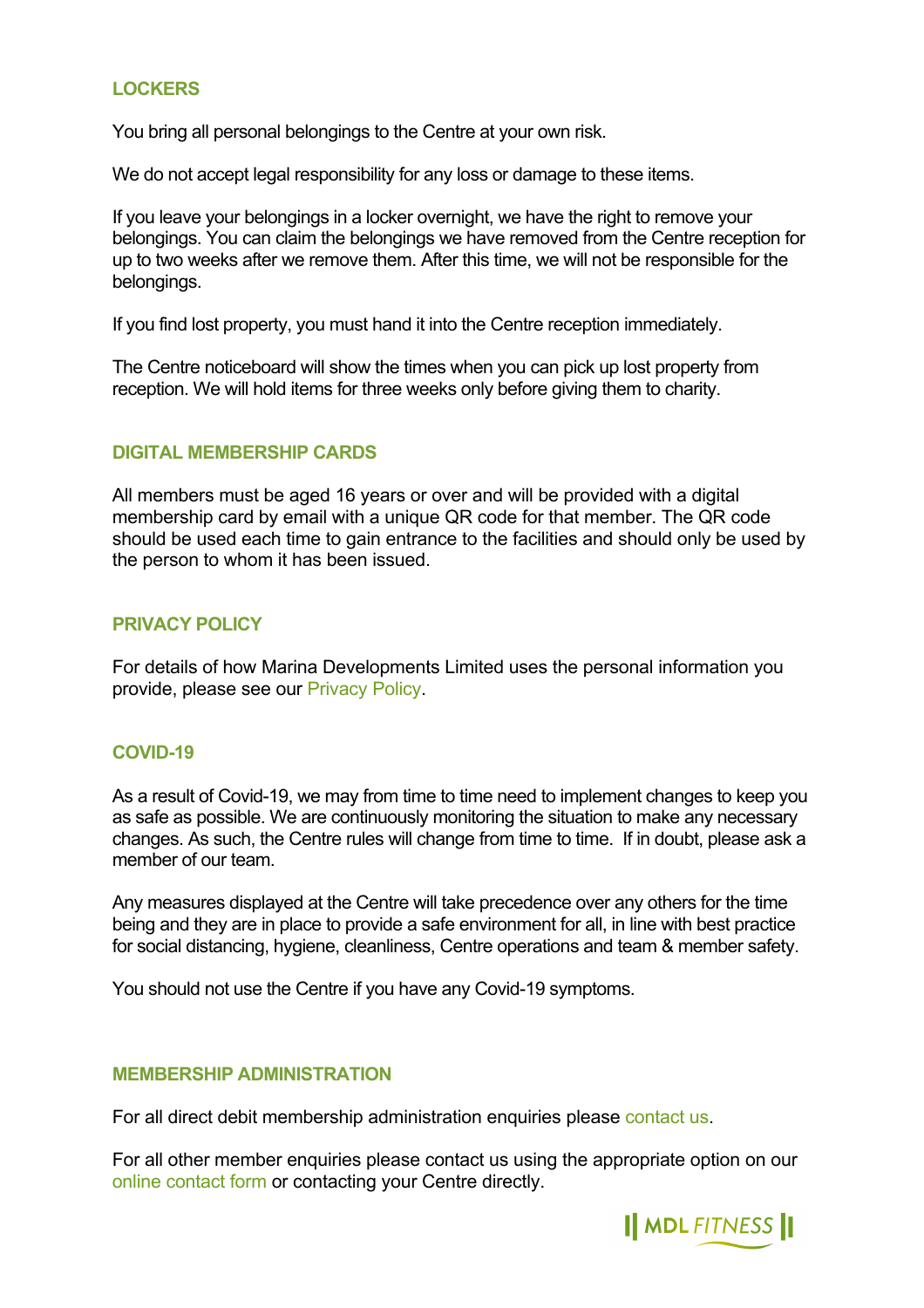## LOCKERS

You bring all personal belongings to the Centre at your own risk.

We do not accept legal responsibility for any loss or damage to these items.

If you leave your belongings in a locker overnight, we have the right to remove your belongings. You can claim the belongings we have removed from the Centre reception for up to two weeks after we remove them. After this time, we will not be responsible for the belongings.

If you find lost property, you must hand it into the Centre reception immediately.

The Centre noticeboard will show the times when you can pick up lost property from reception. We will hold items for three weeks only before giving them to charity.

## DIGITAL MEMBERSHIP CARDS

All members must be aged 16 years or over and will be provided with a digital membership card by email with a unique QR code for that member. The QR code should be used each time to gain entrance to the facilities and should only be used by the person to whom it has been issued.

## PRIVACY POLICY

For details of how Marina Developments Limited uses the personal information you provide, please see our Privacy Policy.

## COVID-19

As a result of Covid-19, we may from time to time need to implement changes to keep you as safe as possible. We are continuously monitoring the situation to make any necessary changes. As such, the Centre rules will change from time to time. If in doubt, please ask a member of our team.

Any measures displayed at the Centre will take precedence over any others for the time being and they are in place to provide a safe environment for all, in line with best practice for social distancing, hygiene, cleanliness, Centre operations and team & member safety.

You should not use the Centre if you have any Covid-19 symptoms.

## MEMBERSHIP ADMINISTRATION

For all direct debit membership administration enquiries please contact us.

For all other member enquiries please contact us using the appropriate option on our online contact form or contacting your Centre directly.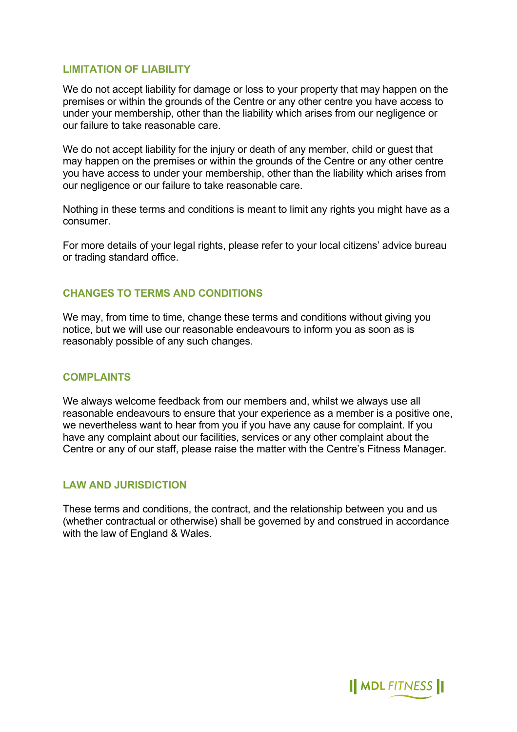## LIMITATION OF LIABILITY

We do not accept liability for damage or loss to your property that may happen on the premises or within the grounds of the Centre or any other centre you have access to under your membership, other than the liability which arises from our negligence or our failure to take reasonable care.

We do not accept liability for the injury or death of any member, child or guest that may happen on the premises or within the grounds of the Centre or any other centre you have access to under your membership, other than the liability which arises from our negligence or our failure to take reasonable care.

Nothing in these terms and conditions is meant to limit any rights you might have as a consumer.

For more details of your legal rights, please refer to your local citizens' advice bureau or trading standard office.

## CHANGES TO TERMS AND CONDITIONS

We may, from time to time, change these terms and conditions without giving you notice, but we will use our reasonable endeavours to inform you as soon as is reasonably possible of any such changes.

## COMPLAINTS

We always welcome feedback from our members and, whilst we always use all reasonable endeavours to ensure that your experience as a member is a positive one, we nevertheless want to hear from you if you have any cause for complaint. If you have any complaint about our facilities, services or any other complaint about the Centre or any of our staff, please raise the matter with the Centre's Fitness Manager.

## LAW AND JURISDICTION

These terms and conditions, the contract, and the relationship between you and us (whether contractual or otherwise) shall be governed by and construed in accordance with the law of England & Wales.

MDL FITNESS